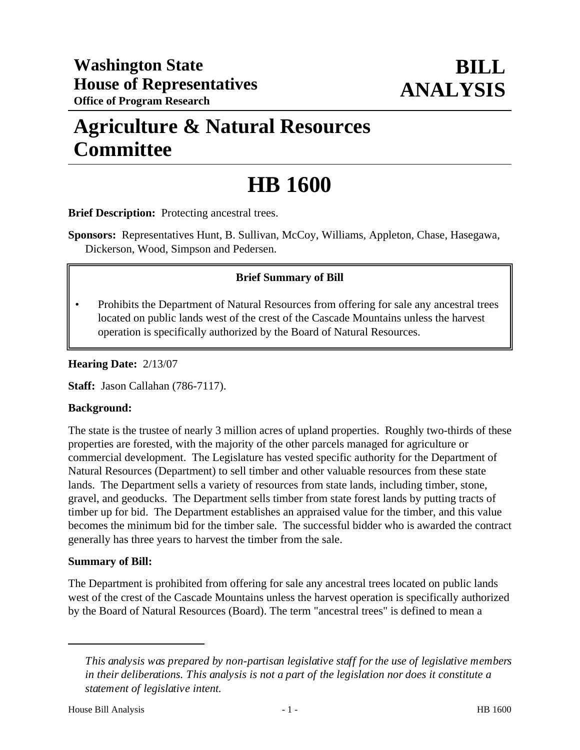**Washington State House of Representatives**
**Office of Program Research**

# BILL ANALYSIS

# Agriculture & Natural Resources Committee

# HB 1600

**Brief Description:** Protecting ancestral trees.

**Sponsors:** Representatives Hunt, B. Sullivan, McCoy, Williams, Appleton, Chase, Hasegawa, Dickerson, Wood, Simpson and Pedersen.

**Brief Summary of Bill**

- Prohibits the Department of Natural Resources from offering for sale any ancestral trees located on public lands west of the crest of the Cascade Mountains unless the harvest operation is specifically authorized by the Board of Natural Resources.

**Hearing Date:** 2/13/07

**Staff:** Jason Callahan (786-7117).

**Background:**

The state is the trustee of nearly 3 million acres of upland properties. Roughly two-thirds of these properties are forested, with the majority of the other parcels managed for agriculture or commercial development. The Legislature has vested specific authority for the Department of Natural Resources (Department) to sell timber and other valuable resources from these state lands. The Department sells a variety of resources from state lands, including timber, stone, gravel, and geoducks. The Department sells timber from state forest lands by putting tracts of timber up for bid. The Department establishes an appraised value for the timber, and this value becomes the minimum bid for the timber sale. The successful bidder who is awarded the contract generally has three years to harvest the timber from the sale.

**Summary of Bill:**

The Department is prohibited from offering for sale any ancestral trees located on public lands west of the crest of the Cascade Mountains unless the harvest operation is specifically authorized by the Board of Natural Resources (Board). The term "ancestral trees" is defined to mean a

---

*This analysis was prepared by non-partisan legislative staff for the use of legislative members in their deliberations. This analysis is not a part of the legislation nor does it constitute a statement of legislative intent.*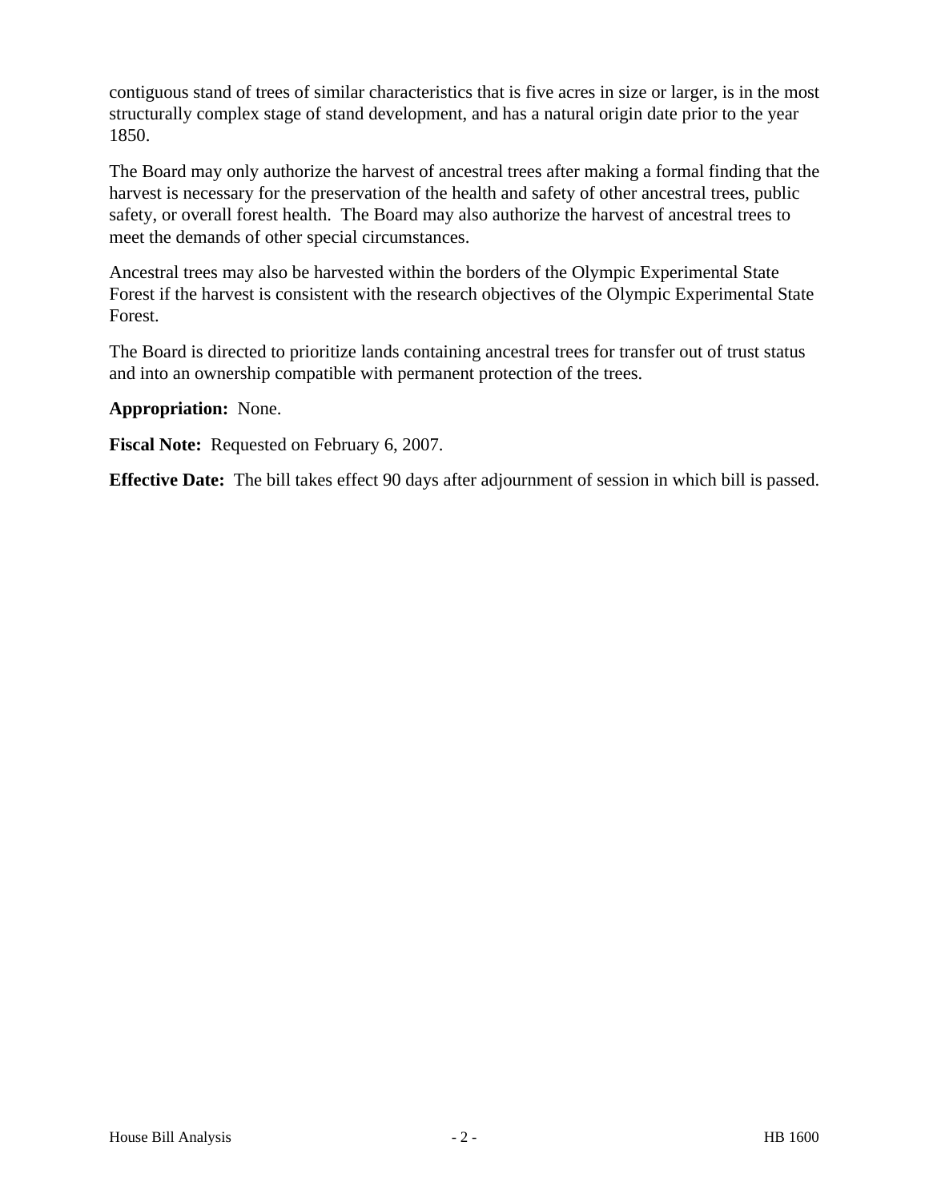contiguous stand of trees of similar characteristics that is five acres in size or larger, is in the most structurally complex stage of stand development, and has a natural origin date prior to the year 1850.

The Board may only authorize the harvest of ancestral trees after making a formal finding that the harvest is necessary for the preservation of the health and safety of other ancestral trees, public safety, or overall forest health. The Board may also authorize the harvest of ancestral trees to meet the demands of other special circumstances.

Ancestral trees may also be harvested within the borders of the Olympic Experimental State Forest if the harvest is consistent with the research objectives of the Olympic Experimental State Forest.

The Board is directed to prioritize lands containing ancestral trees for transfer out of trust status and into an ownership compatible with permanent protection of the trees.

**Appropriation:** None.

**Fiscal Note:** Requested on February 6, 2007.

**Effective Date:** The bill takes effect 90 days after adjournment of session in which bill is passed.